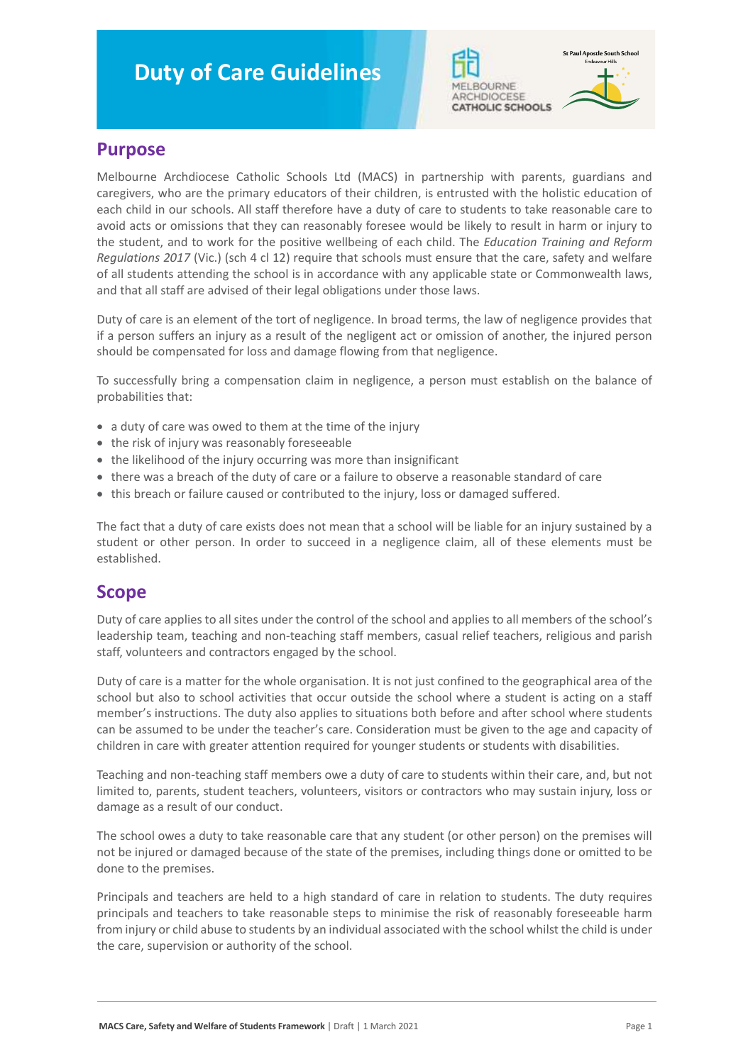# Duty of Care Guidelines

## Purpose

Melbourne Archdiocese Catholic Schools Ltd (MACS) in partnership with parents, guardians and caregivers, who are the primary educators of their children, is entrusted with the holistic education of each child in our schools. All staff therefore have a duty of care to students to take reasonable care to avoid acts or omissions that they can reasonably foresee would be likely to result in harm or injury to the student, and to work for the positive wellbeing of each child. The *Education Training and Reform Regulations 2017* (Vic.) (sch 4 cl 12) require that schools must ensure that the care, safety and welfare of all students attending the school is in accordance with any applicable state or Commonwealth laws, and that all staff are advised of their legal obligations under those laws.

Duty of care is an element of the tort of negligence. In broad terms, the law of negligence provides that if a person suffers an injury as a result of the negligent act or omission of another, the injured person should be compensated for loss and damage flowing from that negligence.

To successfully bring a compensation claim in negligence, a person must establish on the balance of probabilities that:

- a duty of care was owed to them at the time of the injury
- the risk of injury was reasonably foreseeable
- the likelihood of the injury occurring was more than insignificant
- there was a breach of the duty of care or a failure to observe a reasonable standard of care
- this breach or failure caused or contributed to the injury, loss or damaged suffered.

The fact that a duty of care exists does not mean that a school will be liable for an injury sustained by a student or other person. In order to succeed in a negligence claim, all of these elements must be established.

## Scope

Duty of care applies to all sites under the control of the school and applies to all members of the school's leadership team, teaching and non-teaching staff members, casual relief teachers, religious and parish staff, volunteers and contractors engaged by the school.

Duty of care is a matter for the whole organisation. It is not just confined to the geographical area of the school but also to school activities that occur outside the school where a student is acting on a staff member's instructions. The duty also applies to situations both before and after school where students can be assumed to be under the teacher's care. Consideration must be given to the age and capacity of children in care with greater attention required for younger students or students with disabilities.

Teaching and non-teaching staff members owe a duty of care to students within their care, and, but not limited to, parents, student teachers, volunteers, visitors or contractors who may sustain injury, loss or damage as a result of our conduct.

The school owes a duty to take reasonable care that any student (or other person) on the premises will not be injured or damaged because of the state of the premises, including things done or omitted to be done to the premises.

Principals and teachers are held to a high standard of care in relation to students. The duty requires principals and teachers to take reasonable steps to minimise the risk of reasonably foreseeable harm from injury or child abuse to students by an individual associated with the school whilst the child is under the care, supervision or authority of the school.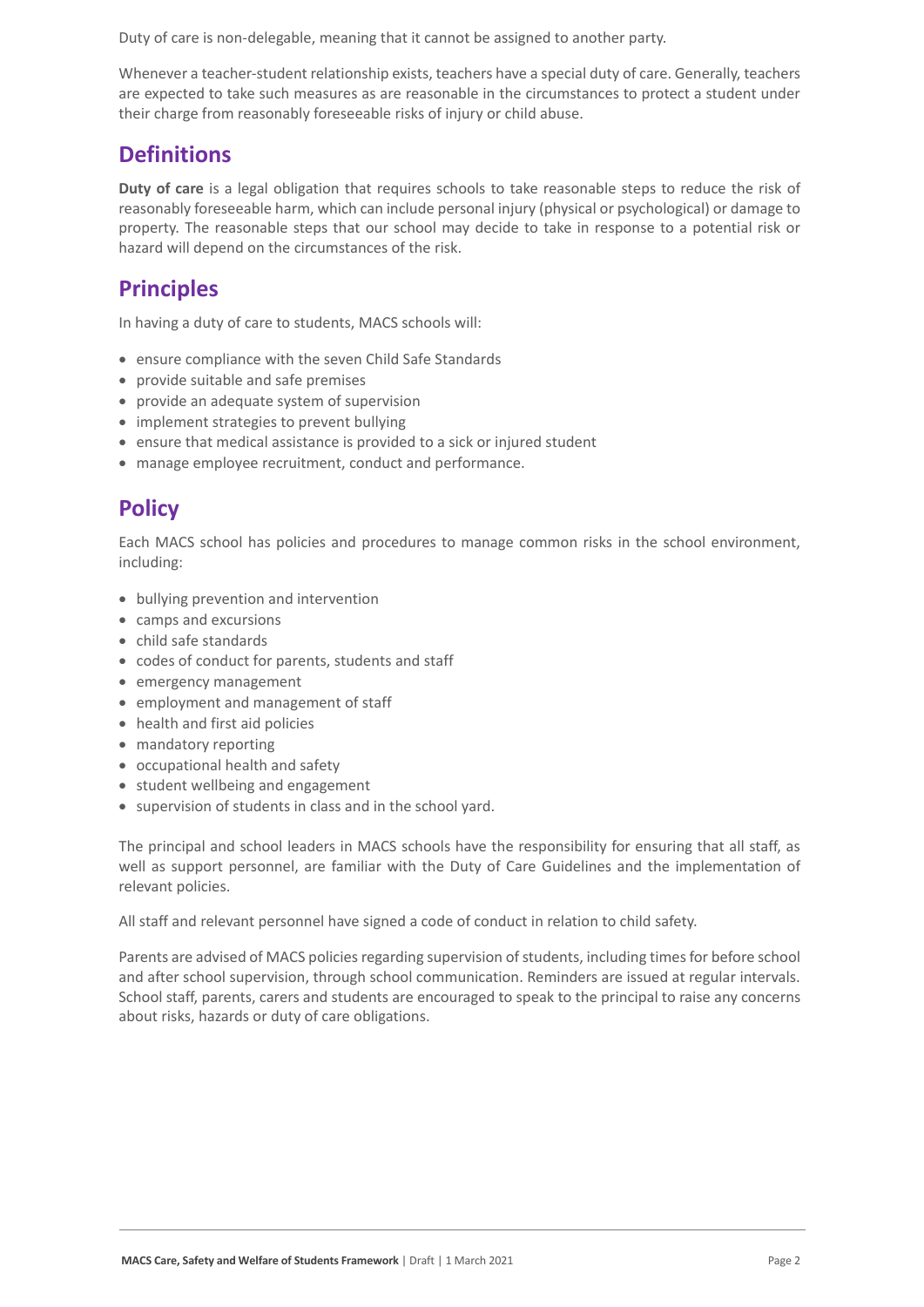Duty of care is non-delegable, meaning that it cannot be assigned to another party.

Whenever a teacher-student relationship exists, teachers have a special duty of care. Generally, teachers are expected to take such measures as are reasonable in the circumstances to protect a student under their charge from reasonably foreseeable risks of injury or child abuse.

## Definitions

**Duty of care** is a legal obligation that requires schools to take reasonable steps to reduce the risk of reasonably foreseeable harm, which can include personal injury (physical or psychological) or damage to property. The reasonable steps that our school may decide to take in response to a potential risk or hazard will depend on the circumstances of the risk.

## Principles

In having a duty of care to students, MACS schools will:

- ensure compliance with the seven Child Safe Standards
- provide suitable and safe premises
- provide an adequate system of supervision
- implement strategies to prevent bullying
- ensure that medical assistance is provided to a sick or injured student
- manage employee recruitment, conduct and performance.

## Policy

Each MACS school has policies and procedures to manage common risks in the school environment, including:

- bullying prevention and intervention
- camps and excursions
- child safe standards
- codes of conduct for parents, students and staff
- emergency management
- employment and management of staff
- health and first aid policies
- mandatory reporting
- occupational health and safety
- student wellbeing and engagement
- supervision of students in class and in the school yard.

The principal and school leaders in MACS schools have the responsibility for ensuring that all staff, as well as support personnel, are familiar with the Duty of Care Guidelines and the implementation of relevant policies.

All staff and relevant personnel have signed a code of conduct in relation to child safety.

Parents are advised of MACS policies regarding supervision of students, including times for before school and after school supervision, through school communication. Reminders are issued at regular intervals. School staff, parents, carers and students are encouraged to speak to the principal to raise any concerns about risks, hazards or duty of care obligations.